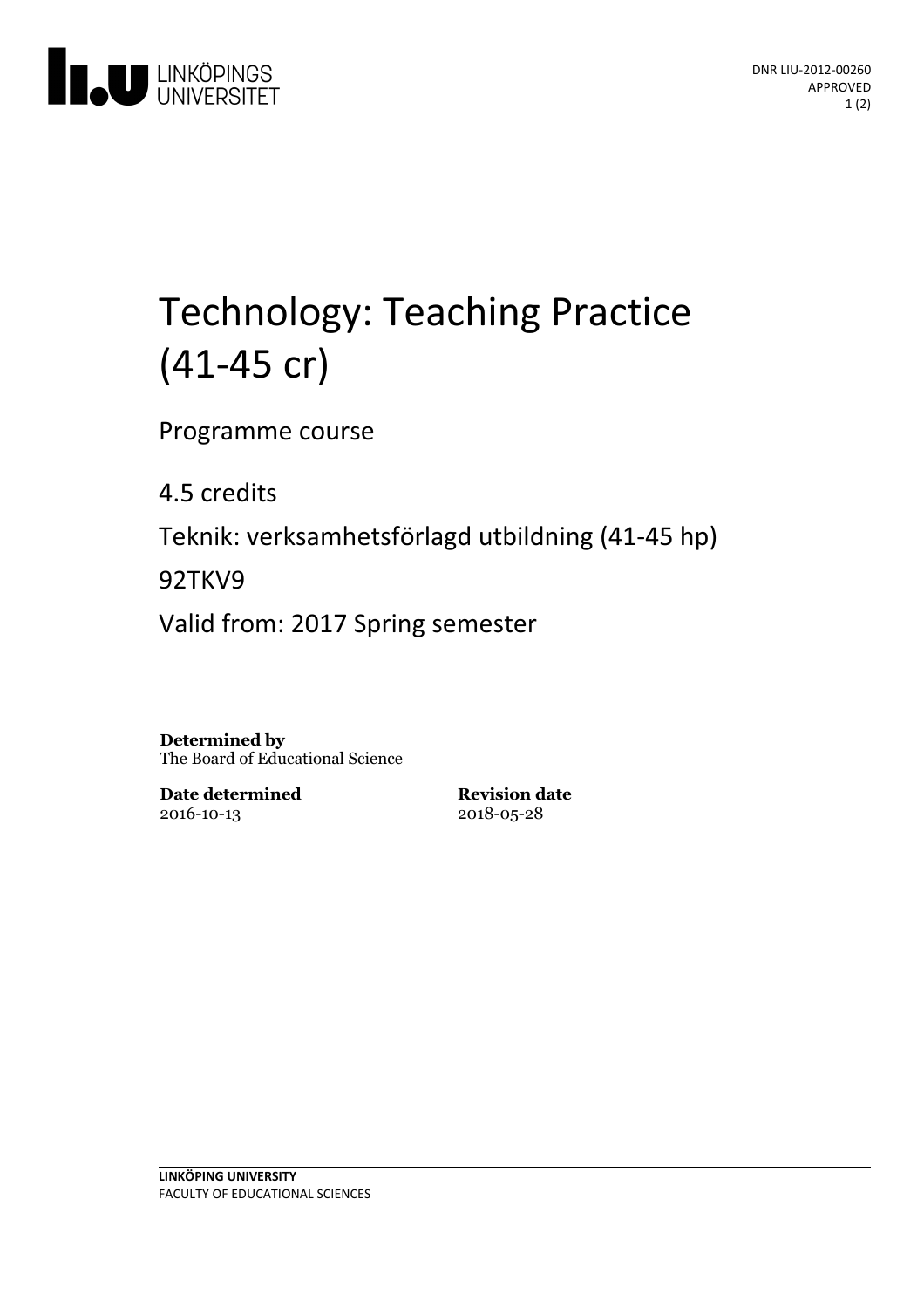DNR LIU-2012-00260
APPROVED

# Technology: Teaching Practice (41-45 cr)

Programme course

4.5 credits

Teknik: verksamhetsförlagd utbildning (41-45 hp)

92TKV9

Valid from: 2017 Spring semester

**Determined by**
The Board of Educational Science

**Date determined**
2016-10-13

**Revision date**
2018-05-28

**LINKÖPING UNIVERSITY**
FACULTY OF EDUCATIONAL SCIENCES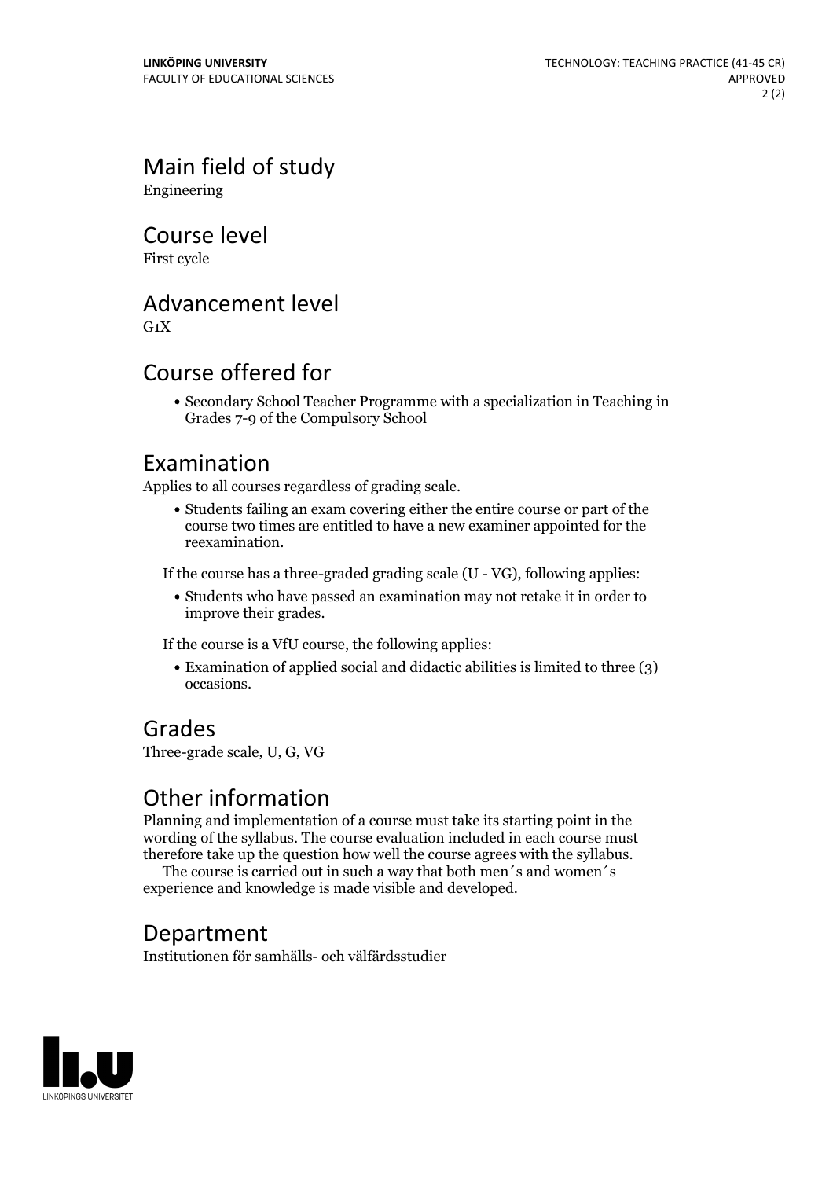## Main field of study

Engineering

## Course level

First cycle

## Advancement level

G1X

## Course offered for

- Secondary School Teacher Programme with a specialization in Teaching in Grades 7-9 of the Compulsory School

## Examination

Applies to all courses regardless of grading scale.

- Students failing an exam covering either the entire course or part of the course two times are entitled to have a new examiner appointed for the reexamination.

If the course has a three-graded grading scale (U - VG), following applies:

- Students who have passed an examination may not retake it in order to improve their grades.

If the course is a VfU course, the following applies:

- Examination of applied social and didactic abilities is limited to three (3) occasions.

## Grades

Three-grade scale, U, G, VG

## Other information

Planning and implementation of a course must take its starting point in the wording of the syllabus. The course evaluation included in each course must therefore take up the question how well the course agrees with the syllabus.

The course is carried out in such a way that both men´s and women´s experience and knowledge is made visible and developed.

## Department

Institutionen för samhälls- och välfärdsstudier